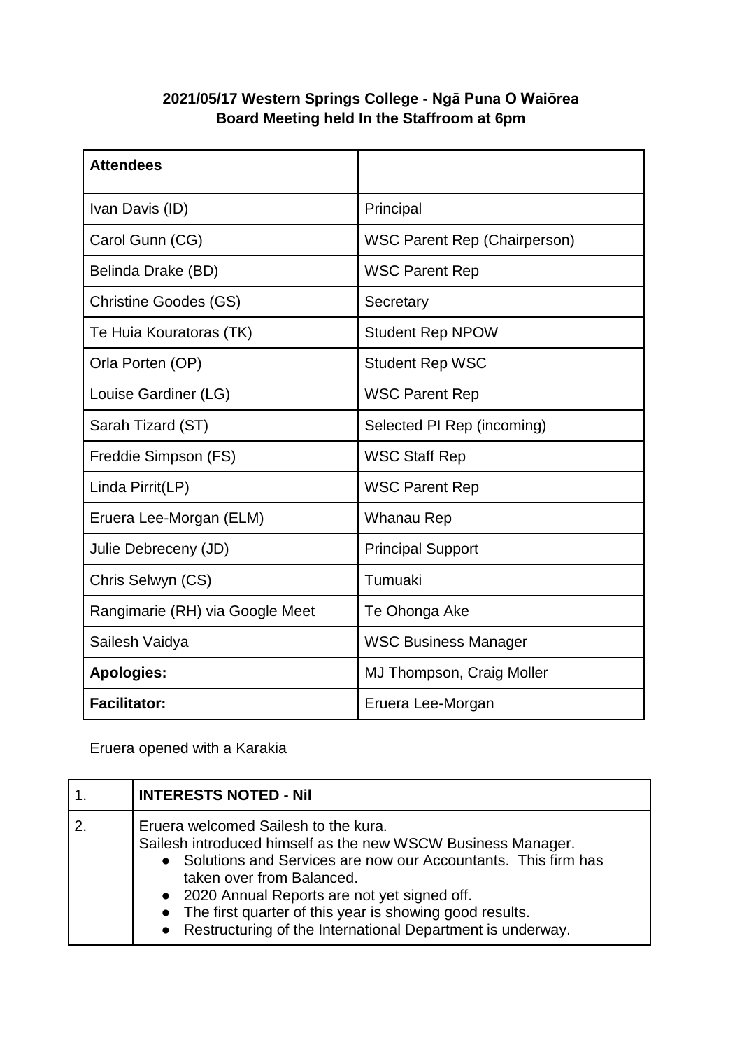**2021/05/17 Western Springs College - Ngā Puna O Waiōrea**
**Board Meeting held In the Staffroom at 6pm**

| **Attendees** | |
|---|---|
| Ivan Davis (ID) | Principal |
| Carol Gunn (CG) | WSC Parent Rep (Chairperson) |
| Belinda Drake (BD) | WSC Parent Rep |
| Christine Goodes (GS) | Secretary |
| Te Huia Kouratoras (TK) | Student Rep NPOW |
| Orla Porten (OP) | Student Rep WSC |
| Louise Gardiner (LG) | WSC Parent Rep |
| Sarah Tizard (ST) | Selected PI Rep (incoming) |
| Freddie Simpson (FS) | WSC Staff Rep |
| Linda Pirrit(LP) | WSC Parent Rep |
| Eruera Lee-Morgan (ELM) | Whanau Rep |
| Julie Debreceny (JD) | Principal Support |
| Chris Selwyn (CS) | Tumuaki |
| Rangimarie (RH) via Google Meet | Te Ohonga Ake |
| Sailesh Vaidya | WSC Business Manager |
| **Apologies:** | MJ Thompson, Craig Moller |
| **Facilitator:** | Eruera Lee-Morgan |

Eruera opened with a Karakia

| | |
|---|---|
| 1. | **INTERESTS NOTED - Nil** |
| 2. | Eruera welcomed Sailesh to the kura.<br>Sailesh introduced himself as the new WSCW Business Manager.<br>• Solutions and Services are now our Accountants. This firm has taken over from Balanced.<br>• 2020 Annual Reports are not yet signed off.<br>• The first quarter of this year is showing good results.<br>• Restructuring of the International Department is underway. |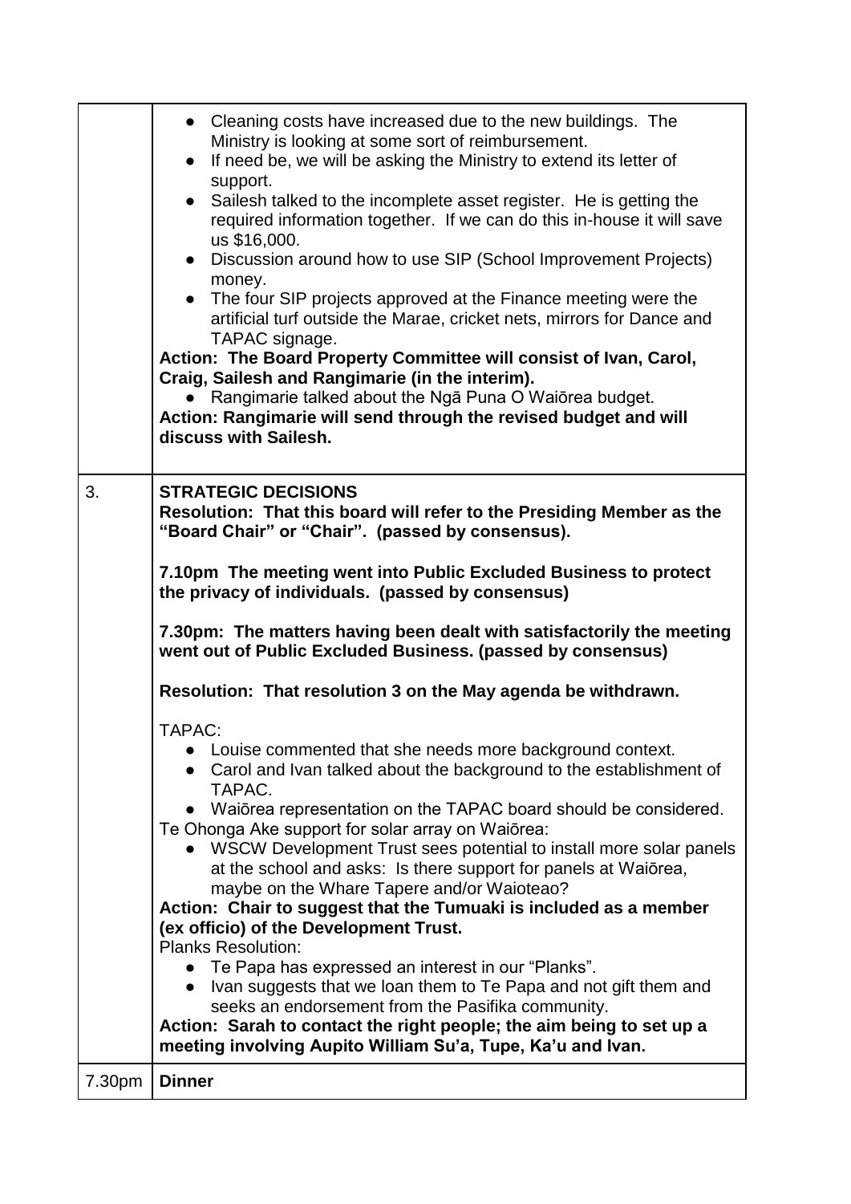| | |
|---|---|
| | <ul><li>Cleaning costs have increased due to the new buildings. The Ministry is looking at some sort of reimbursement.</li><li>If need be, we will be asking the Ministry to extend its letter of support.</li><li>Sailesh talked to the incomplete asset register. He is getting the required information together. If we can do this in-house it will save us $16,000.</li><li>Discussion around how to use SIP (School Improvement Projects) money.</li><li>The four SIP projects approved at the Finance meeting were the artificial turf outside the Marae, cricket nets, mirrors for Dance and TAPAC signage.</li></ul>**Action: The Board Property Committee will consist of Ivan, Carol, Craig, Sailesh and Rangimarie (in the interim).**<ul><li>Rangimarie talked about the Ngā Puna O Waiōrea budget.</li></ul>**Action: Rangimarie will send through the revised budget and will discuss with Sailesh.** |
| 3. | **STRATEGIC DECISIONS**<br>**Resolution: That this board will refer to the Presiding Member as the "Board Chair" or "Chair". (passed by consensus).**<br><br>**7.10pm The meeting went into Public Excluded Business to protect the privacy of individuals. (passed by consensus)**<br><br>**7.30pm: The matters having been dealt with satisfactorily the meeting went out of Public Excluded Business. (passed by consensus)**<br><br>**Resolution: That resolution 3 on the May agenda be withdrawn.**<br><br>TAPAC:<ul><li>Louise commented that she needs more background context.</li><li>Carol and Ivan talked about the background to the establishment of TAPAC.</li><li>Waiōrea representation on the TAPAC board should be considered.</li></ul>Te Ohonga Ake support for solar array on Waiōrea:<ul><li>WSCW Development Trust sees potential to install more solar panels at the school and asks: Is there support for panels at Waiōrea, maybe on the Whare Tapere and/or Waioteao?</li></ul>**Action: Chair to suggest that the Tumuaki is included as a member (ex officio) of the Development Trust.**<br>Planks Resolution:<ul><li>Te Papa has expressed an interest in our "Planks".</li><li>Ivan suggests that we loan them to Te Papa and not gift them and seeks an endorsement from the Pasifika community.</li></ul>**Action: Sarah to contact the right people; the aim being to set up a meeting involving Aupito William Su'a, Tupe, Ka'u and Ivan.** |
| 7.30pm | **Dinner** |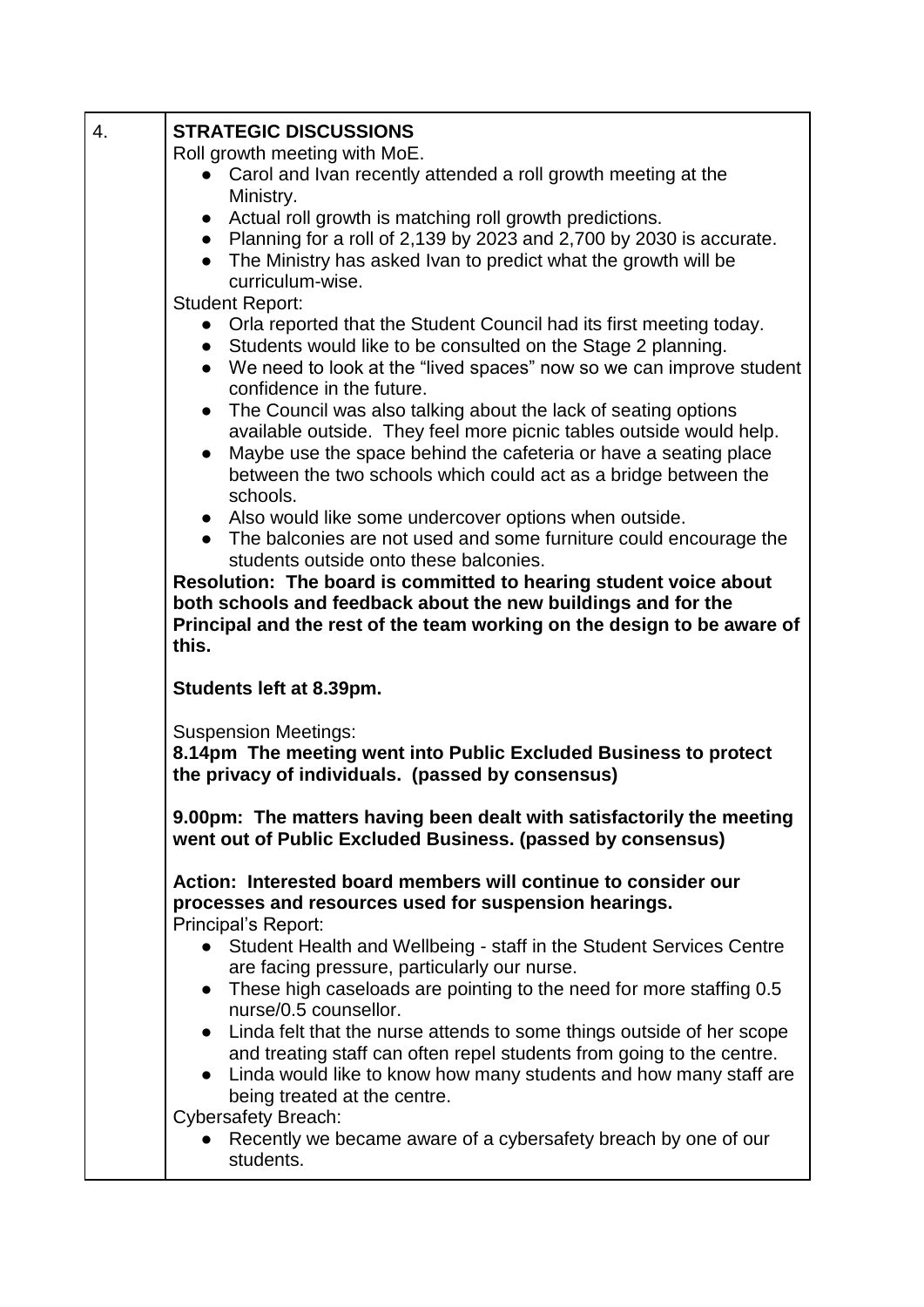| | |
|---|---|
| 4. | **STRATEGIC DISCUSSIONS**<br>Roll growth meeting with MoE.<br>● Carol and Ivan recently attended a roll growth meeting at the Ministry.<br>● Actual roll growth is matching roll growth predictions.<br>● Planning for a roll of 2,139 by 2023 and 2,700 by 2030 is accurate.<br>● The Ministry has asked Ivan to predict what the growth will be curriculum-wise.<br>Student Report:<br>● Orla reported that the Student Council had its first meeting today.<br>● Students would like to be consulted on the Stage 2 planning.<br>● We need to look at the "lived spaces" now so we can improve student confidence in the future.<br>● The Council was also talking about the lack of seating options available outside. They feel more picnic tables outside would help.<br>● Maybe use the space behind the cafeteria or have a seating place between the two schools which could act as a bridge between the schools.<br>● Also would like some undercover options when outside.<br>● The balconies are not used and some furniture could encourage the students outside onto these balconies.<br>**Resolution: The board is committed to hearing student voice about both schools and feedback about the new buildings and for the Principal and the rest of the team working on the design to be aware of this.**<br><br>**Students left at 8.39pm.**<br><br>Suspension Meetings:<br>**8.14pm The meeting went into Public Excluded Business to protect the privacy of individuals. (passed by consensus)**<br><br>**9.00pm: The matters having been dealt with satisfactorily the meeting went out of Public Excluded Business. (passed by consensus)**<br><br>**Action: Interested board members will continue to consider our processes and resources used for suspension hearings.**<br>Principal's Report:<br>● Student Health and Wellbeing - staff in the Student Services Centre are facing pressure, particularly our nurse.<br>● These high caseloads are pointing to the need for more staffing 0.5 nurse/0.5 counsellor.<br>● Linda felt that the nurse attends to some things outside of her scope and treating staff can often repel students from going to the centre.<br>● Linda would like to know how many students and how many staff are being treated at the centre.<br>Cybersafety Breach:<br>● Recently we became aware of a cybersafety breach by one of our students. |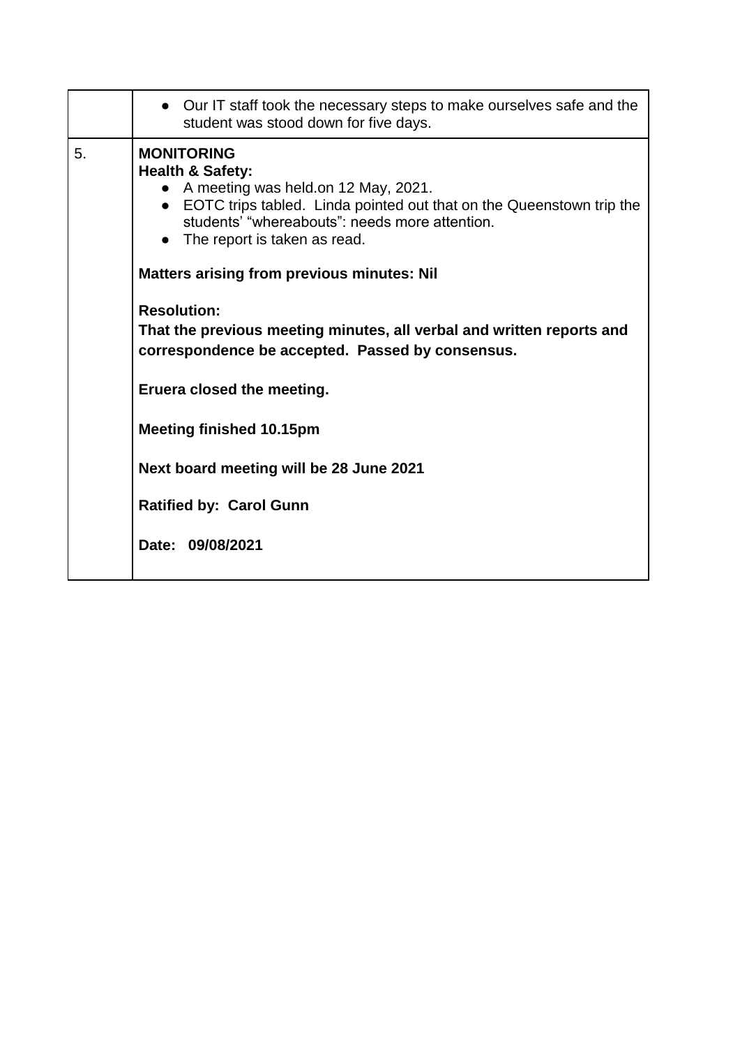| | |
|---|---|
| | • Our IT staff took the necessary steps to make ourselves safe and the student was stood down for five days. |
| 5. | **MONITORING**<br>**Health & Safety:**<br>• A meeting was held.on 12 May, 2021.<br>• EOTC trips tabled. Linda pointed out that on the Queenstown trip the students' "whereabouts": needs more attention.<br>• The report is taken as read.<br><br>**Matters arising from previous minutes: Nil**<br><br>**Resolution:**<br>**That the previous meeting minutes, all verbal and written reports and correspondence be accepted. Passed by consensus.**<br><br>**Eruera closed the meeting.**<br><br>**Meeting finished 10.15pm**<br><br>**Next board meeting will be 28 June 2021**<br><br>**Ratified by: Carol Gunn**<br><br>**Date: 09/08/2021** |